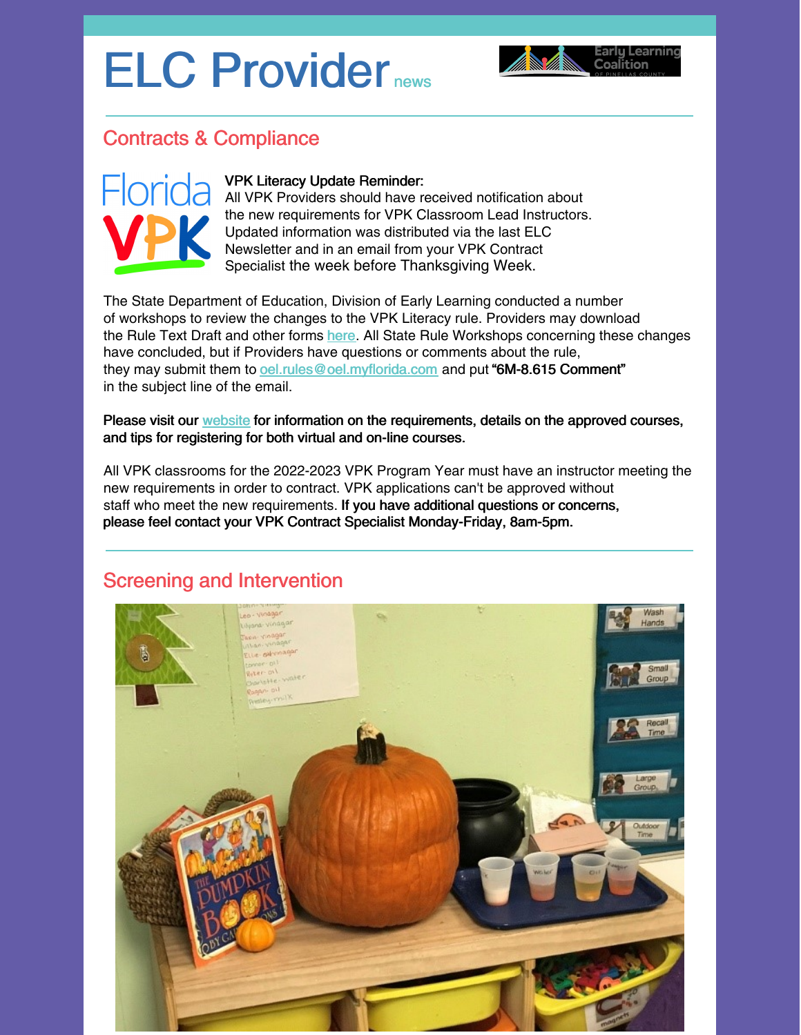# ELC Provider news

## Contracts & Compliance

**VPK Literacy Update Reminder:**
All VPK Providers should have received notification about the new requirements for VPK Classroom Lead Instructors. Updated information was distributed via the last ELC Newsletter and in an email from your VPK Contract Specialist the week before Thanksgiving Week.

The State Department of Education, Division of Early Learning conducted a number of workshops to review the changes to the VPK Literacy rule. Providers may download the Rule Text Draft and other forms here. All State Rule Workshops concerning these changes have concluded, but if Providers have questions or comments about the rule, they may submit them to oel.rules@oel.myflorida.com and put **"6M-8.615 Comment"** in the subject line of the email.

**Please visit our website for information on the requirements, details on the approved courses, and tips for registering for both virtual and on-line courses.**

All VPK classrooms for the 2022-2023 VPK Program Year must have an instructor meeting the new requirements in order to contract. VPK applications can't be approved without staff who meet the new requirements. **If you have additional questions or concerns, please feel contact your VPK Contract Specialist Monday-Friday, 8am-5pm.**

## Screening and Intervention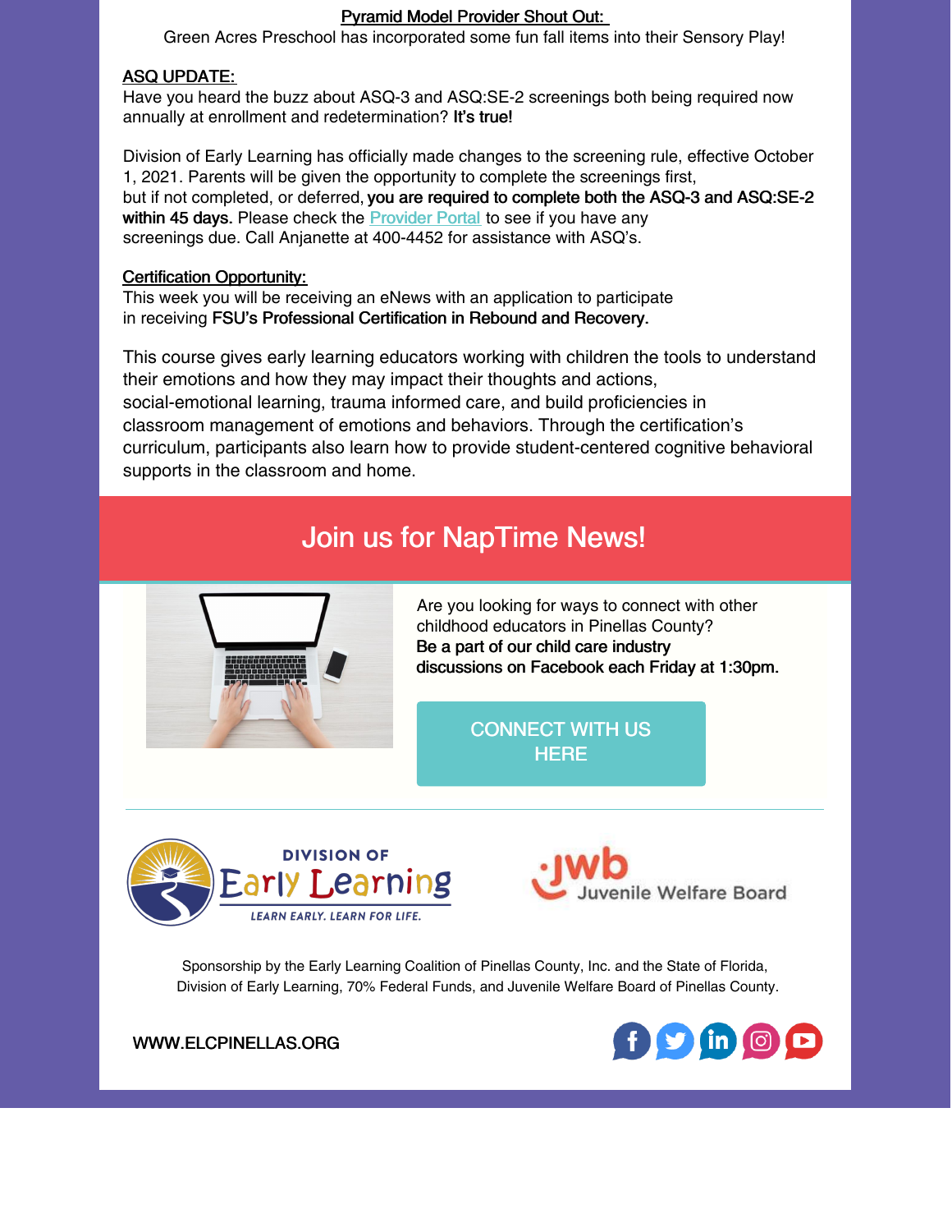**Pyramid Model Provider Shout Out:**

Green Acres Preschool has incorporated some fun fall items into their Sensory Play!

**ASQ UPDATE:**

Have you heard the buzz about ASQ-3 and ASQ:SE-2 screenings both being required now annually at enrollment and redetermination? **It's true!**

Division of Early Learning has officially made changes to the screening rule, effective October 1, 2021. Parents will be given the opportunity to complete the screenings first, but if not completed, or deferred, **you are required to complete both the ASQ-3 and ASQ:SE-2 within 45 days.** Please check the Provider Portal to see if you have any screenings due. Call Anjanette at 400-4452 for assistance with ASQ's.

**Certification Opportunity:**

This week you will be receiving an eNews with an application to participate in receiving **FSU's Professional Certification in Rebound and Recovery.**

This course gives early learning educators working with children the tools to understand their emotions and how they may impact their thoughts and actions, social-emotional learning, trauma informed care, and build proficiencies in classroom management of emotions and behaviors. Through the certification's curriculum, participants also learn how to provide student-centered cognitive behavioral supports in the classroom and home.

## Join us for NapTime News!

Are you looking for ways to connect with other childhood educators in Pinellas County? **Be a part of our child care industry discussions on Facebook each Friday at 1:30pm.**

CONNECT WITH US HERE

DIVISION OF Early Learning — LEARN EARLY. LEARN FOR LIFE.

jwb Juvenile Welfare Board

Sponsorship by the Early Learning Coalition of Pinellas County, Inc. and the State of Florida, Division of Early Learning, 70% Federal Funds, and Juvenile Welfare Board of Pinellas County.

WWW.ELCPINELLAS.ORG